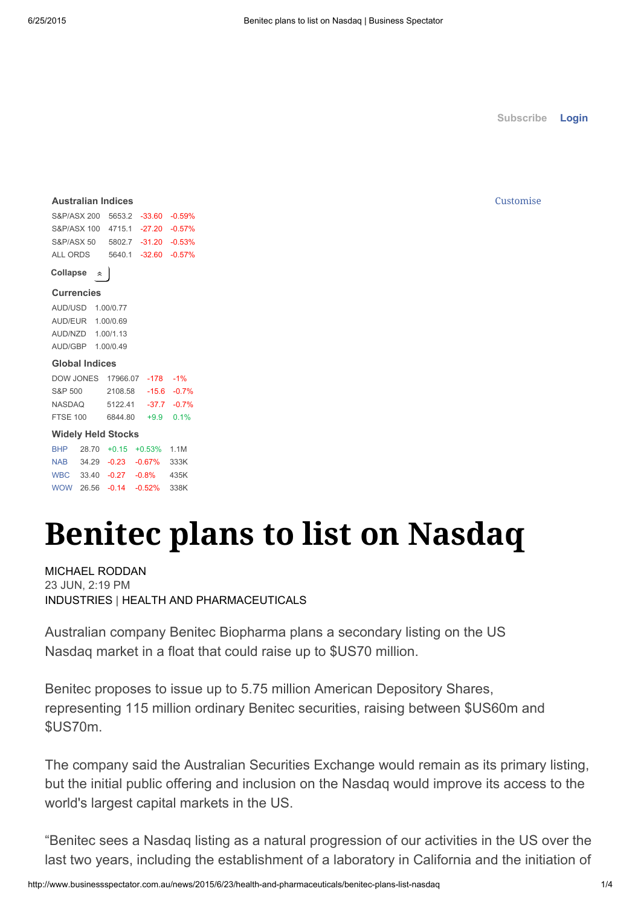Subscribe **Login**

**Australian Indices**

| | | | |
|---|---|---|---|
| S&P/ASX 200 | 5653.2 | -33.60 | -0.59% |
| S&P/ASX 100 | 4715.1 | -27.20 | -0.57% |
| S&P/ASX 50 | 5802.7 | -31.20 | -0.53% |
| ALL ORDS | 5640.1 | -32.60 | -0.57% |

Customise

Collapse

**Currencies**

| | |
|---|---|
| AUD/USD | 1.00/0.77 |
| AUD/EUR | 1.00/0.69 |
| AUD/NZD | 1.00/1.13 |
| AUD/GBP | 1.00/0.49 |

**Global Indices**

| | | | |
|---|---|---|---|
| DOW JONES | 17966.07 | -178 | -1% |
| S&P 500 | 2108.58 | -15.6 | -0.7% |
| NASDAQ | 5122.41 | -37.7 | -0.7% |
| FTSE 100 | 6844.80 | +9.9 | 0.1% |

**Widely Held Stocks**

| | | | | |
|---|---|---|---|---|
| BHP | 28.70 | +0.15 | +0.53% | 1.1M |
| NAB | 34.29 | -0.23 | -0.67% | 333K |
| WBC | 33.40 | -0.27 | -0.8% | 435K |
| WOW | 26.56 | -0.14 | -0.52% | 338K |

# Benitec plans to list on Nasdaq

MICHAEL RODDAN
23 JUN, 2:19 PM
INDUSTRIES | HEALTH AND PHARMACEUTICALS

Australian company Benitec Biopharma plans a secondary listing on the US Nasdaq market in a float that could raise up to $US70 million.

Benitec proposes to issue up to 5.75 million American Depository Shares, representing 115 million ordinary Benitec securities, raising between $US60m and $US70m.

The company said the Australian Securities Exchange would remain as its primary listing, but the initial public offering and inclusion on the Nasdaq would improve its access to the world's largest capital markets in the US.

"Benitec sees a Nasdaq listing as a natural progression of our activities in the US over the last two years, including the establishment of a laboratory in California and the initiation of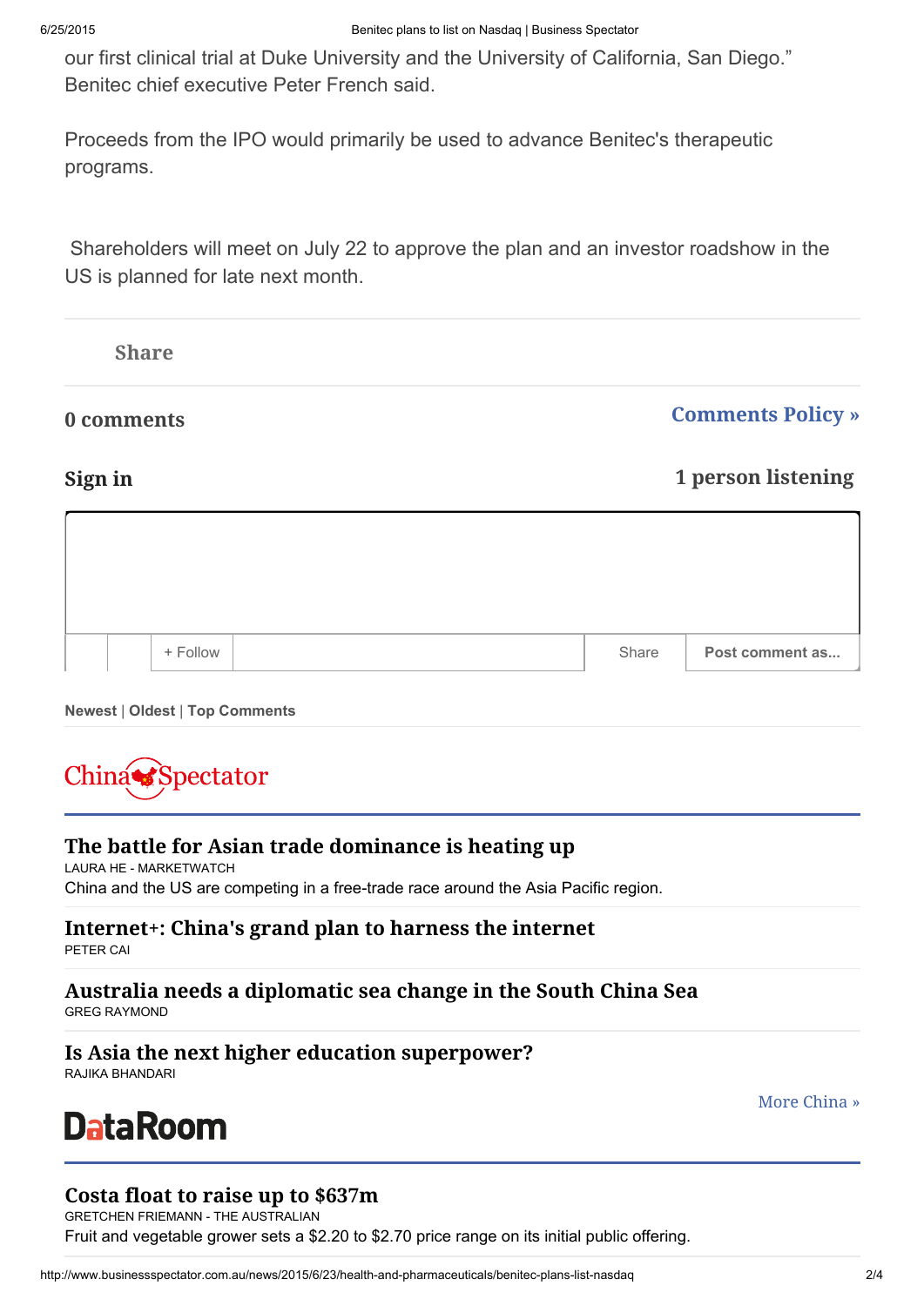our first clinical trial at Duke University and the University of California, San Diego." Benitec chief executive Peter French said.

Proceeds from the IPO would primarily be used to advance Benitec's therapeutic programs.

Shareholders will meet on July 22 to approve the plan and an investor roadshow in the US is planned for late next month.

Share

**0 comments**

**Comments Policy »**

**Sign in**

**1 person listening**

+ Follow

Share

**Post comment as...**

**Newest** | **Oldest** | **Top Comments**

ChinaSpectator

## The battle for Asian trade dominance is heating up

LAURA HE - MARKETWATCH

China and the US are competing in a free-trade race around the Asia Pacific region.

## Internet+: China's grand plan to harness the internet

PETER CAI

## Australia needs a diplomatic sea change in the South China Sea

GREG RAYMOND

## Is Asia the next higher education superpower?

RAJIKA BHANDARI

More China »

DataRoom

## Costa float to raise up to $637m

GRETCHEN FRIEMANN - THE AUSTRALIAN

Fruit and vegetable grower sets a $2.20 to $2.70 price range on its initial public offering.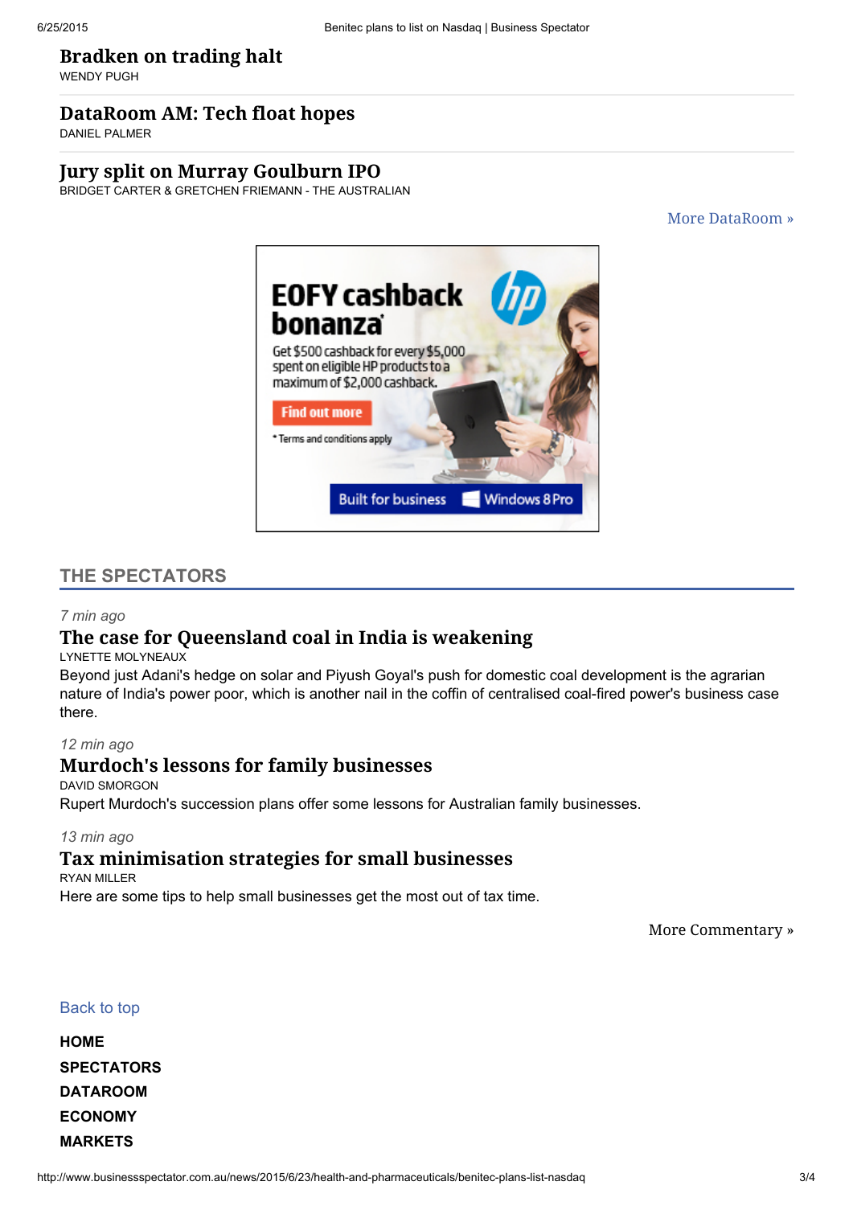### Bradken on trading halt
WENDY PUGH

### DataRoom AM: Tech float hopes
DANIEL PALMER

### Jury split on Murray Goulburn IPO
BRIDGET CARTER & GRETCHEN FRIEMANN - THE AUSTRALIAN

More DataRoom »

## THE SPECTATORS

*7 min ago*

### The case for Queensland coal in India is weakening
LYNETTE MOLYNEAUX

Beyond just Adani's hedge on solar and Piyush Goyal's push for domestic coal development is the agrarian nature of India's power poor, which is another nail in the coffin of centralised coal-fired power's business case there.

*12 min ago*

### Murdoch's lessons for family businesses
DAVID SMORGON

Rupert Murdoch's succession plans offer some lessons for Australian family businesses.

*13 min ago*

### Tax minimisation strategies for small businesses
RYAN MILLER

Here are some tips to help small businesses get the most out of tax time.

More Commentary »

Back to top

**HOME**
**SPECTATORS**
**DATAROOM**
**ECONOMY**
**MARKETS**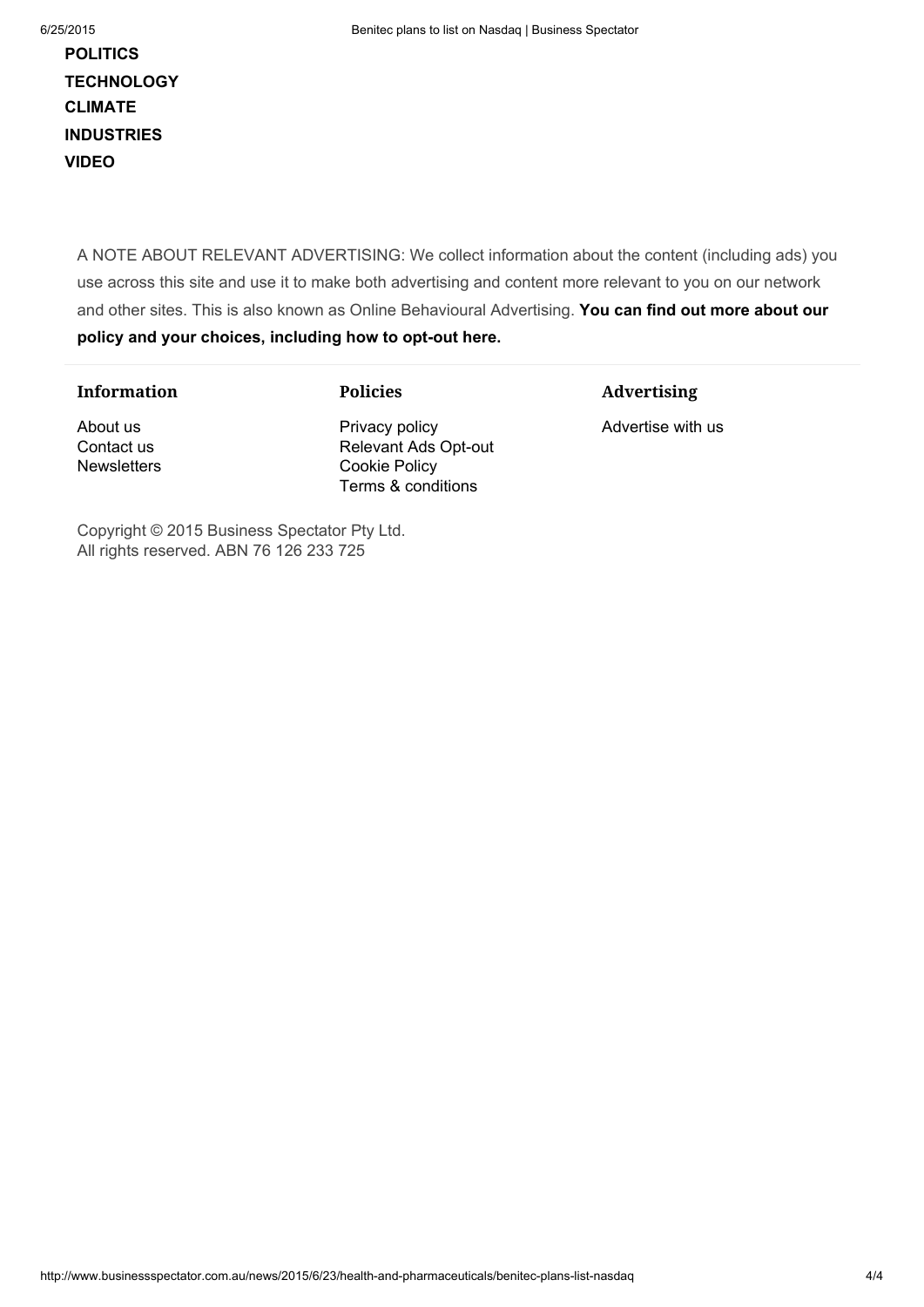**POLITICS**
**TECHNOLOGY**
**CLIMATE**
**INDUSTRIES**
**VIDEO**

A NOTE ABOUT RELEVANT ADVERTISING: We collect information about the content (including ads) you use across this site and use it to make both advertising and content more relevant to you on our network and other sites. This is also known as Online Behavioural Advertising. **You can find out more about our policy and your choices, including how to opt-out here.**

### Information

About us
Contact us
Newsletters

### Policies

Privacy policy
Relevant Ads Opt-out
Cookie Policy
Terms & conditions

### Advertising

Advertise with us

Copyright © 2015 Business Spectator Pty Ltd.
All rights reserved. ABN 76 126 233 725